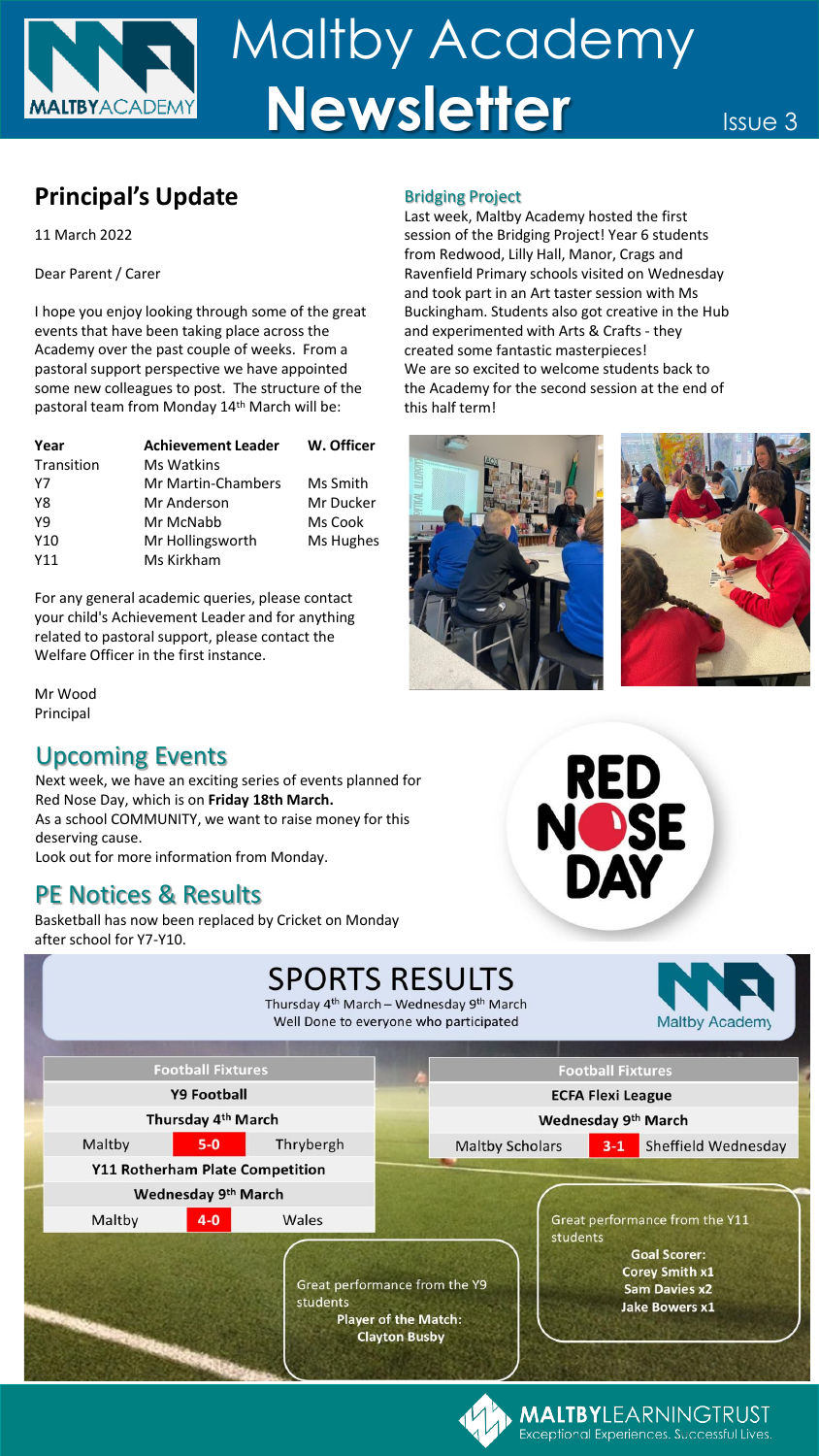# Maltby Academy Newsletter

Issue 3

## Principal's Update

11 March 2022

Dear Parent / Carer

I hope you enjoy looking through some of the great events that have been taking place across the Academy over the past couple of weeks. From a pastoral support perspective we have appointed some new colleagues to post. The structure of the pastoral team from Monday 14th March will be:

| Year | Achievement Leader | W. Officer |
|---|---|---|
| Transition | Ms Watkins | |
| Y7 | Mr Martin-Chambers | Ms Smith |
| Y8 | Mr Anderson | Mr Ducker |
| Y9 | Mr McNabb | Ms Cook |
| Y10 | Mr Hollingsworth | Ms Hughes |
| Y11 | Ms Kirkham | |

For any general academic queries, please contact your child's Achievement Leader and for anything related to pastoral support, please contact the Welfare Officer in the first instance.

Mr Wood
Principal

### Bridging Project

Last week, Maltby Academy hosted the first session of the Bridging Project! Year 6 students from Redwood, Lilly Hall, Manor, Crags and Ravenfield Primary schools visited on Wednesday and took part in an Art taster session with Ms Buckingham. Students also got creative in the Hub and experimented with Arts & Crafts - they created some fantastic masterpieces!
We are so excited to welcome students back to the Academy for the second session at the end of this half term!

## Upcoming Events

Next week, we have an exciting series of events planned for Red Nose Day, which is on **Friday 18th March.**
As a school COMMUNITY, we want to raise money for this deserving cause.
Look out for more information from Monday.

## PE Notices & Results

Basketball has now been replaced by Cricket on Monday after school for Y7-Y10.

### SPORTS RESULTS

Thursday 4th March – Wednesday 9th March
Well Done to everyone who participated

| Football Fixtures | | |
|---|---|---|
| **Y9 Football** | | |
| **Thursday 4th March** | | |
| Maltby | 5-0 | Thrybergh |
| **Y11 Rotherham Plate Competition** | | |
| **Wednesday 9th March** | | |
| Maltby | 4-0 | Wales |

| Football Fixtures | | |
|---|---|---|
| **ECFA Flexi League** | | |
| **Wednesday 9th March** | | |
| Maltby Scholars | 3-1 | Sheffield Wednesday |

Great performance from the Y11 students
**Goal Scorer:**
**Corey Smith x1**
**Sam Davies x2**
**Jake Bowers x1**

Great performance from the Y9 students
**Player of the Match:**
**Clayton Busby**

**MALTBY**LEARNINGTRUST
Exceptional Experiences. Successful Lives.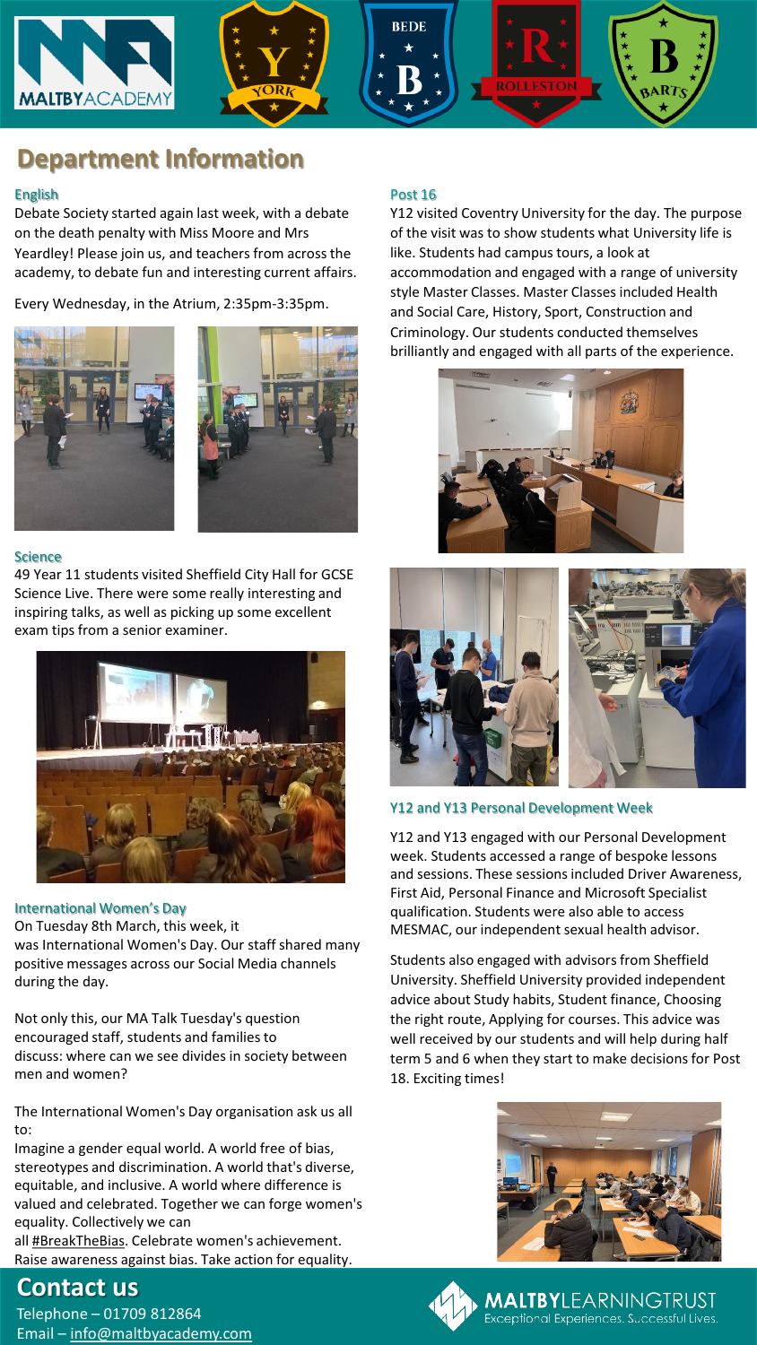# Department Information

### English

Debate Society started again last week, with a debate on the death penalty with Miss Moore and Mrs Yeardley! Please join us, and teachers from across the academy, to debate fun and interesting current affairs.

Every Wednesday, in the Atrium, 2:35pm-3:35pm.

### Science

49 Year 11 students visited Sheffield City Hall for GCSE Science Live. There were some really interesting and inspiring talks, as well as picking up some excellent exam tips from a senior examiner.

### International Women's Day

On Tuesday 8th March, this week, it was International Women's Day. Our staff shared many positive messages across our Social Media channels during the day.

Not only this, our MA Talk Tuesday's question encouraged staff, students and families to discuss: where can we see divides in society between men and women?

The International Women's Day organisation ask us all to:

Imagine a gender equal world. A world free of bias, stereotypes and discrimination. A world that's diverse, equitable, and inclusive. A world where difference is valued and celebrated. Together we can forge women's equality. Collectively we can all #BreakTheBias. Celebrate women's achievement. Raise awareness against bias. Take action for equality.

### Post 16

Y12 visited Coventry University for the day. The purpose of the visit was to show students what University life is like. Students had campus tours, a look at accommodation and engaged with a range of university style Master Classes. Master Classes included Health and Social Care, History, Sport, Construction and Criminology. Our students conducted themselves brilliantly and engaged with all parts of the experience.

### Y12 and Y13 Personal Development Week

Y12 and Y13 engaged with our Personal Development week. Students accessed a range of bespoke lessons and sessions. These sessions included Driver Awareness, First Aid, Personal Finance and Microsoft Specialist qualification. Students were also able to access MESMAC, our independent sexual health advisor.

Students also engaged with advisors from Sheffield University. Sheffield University provided independent advice about Study habits, Student finance, Choosing the right route, Applying for courses. This advice was well received by our students and will help during half term 5 and 6 when they start to make decisions for Post 18. Exciting times!

## Contact us

Telephone – 01709 812864

Email – info@maltbyacademy.com

MALTBYLEARNINGTRUST

Exceptional Experiences. Successful Lives.